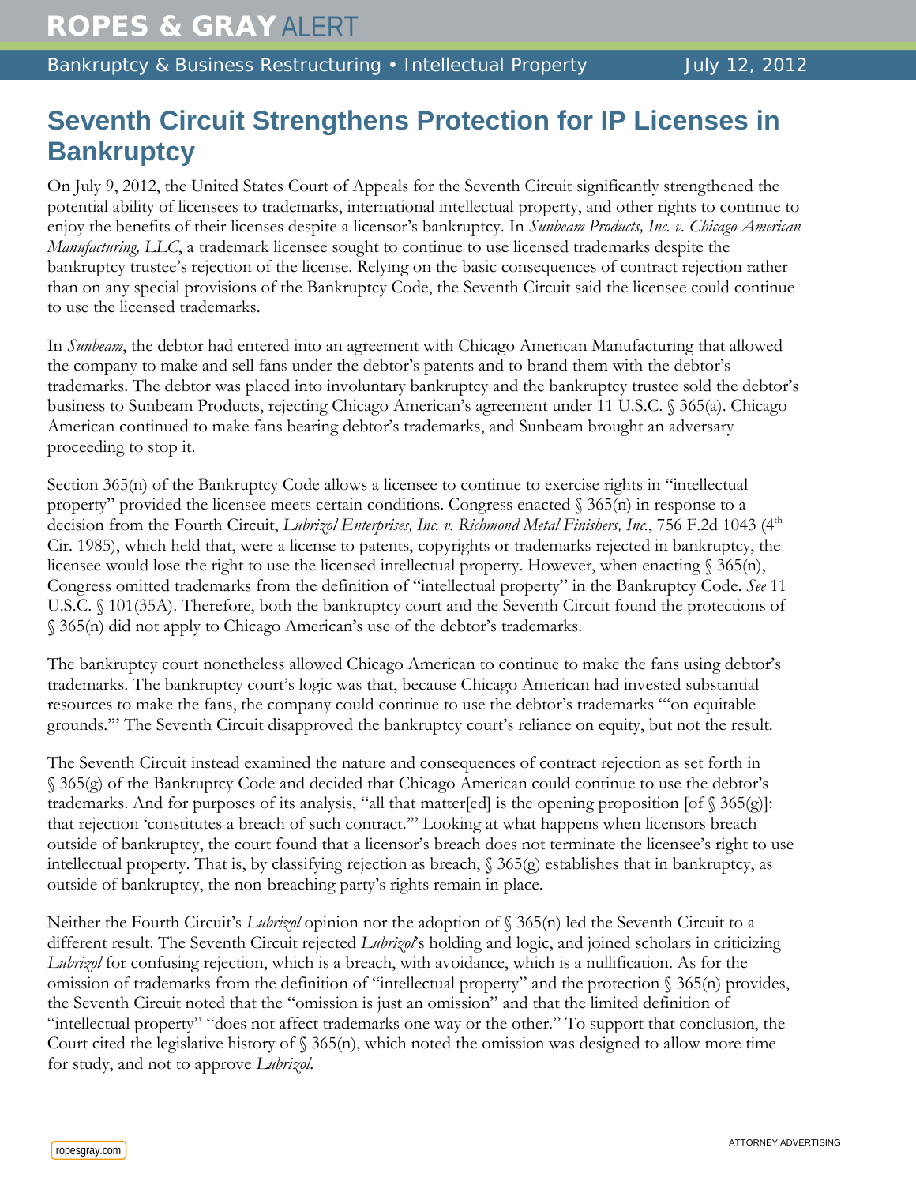# Seventh Circuit Strengthens Protection for IP Licenses in Bankruptcy

On July 9, 2012, the United States Court of Appeals for the Seventh Circuit significantly strengthened the potential ability of licensees to trademarks, international intellectual property, and other rights to continue to enjoy the benefits of their licenses despite a licensor's bankruptcy. In *Sunbeam Products, Inc. v. Chicago American Manufacturing, LLC*, a trademark licensee sought to continue to use licensed trademarks despite the bankruptcy trustee's rejection of the license. Relying on the basic consequences of contract rejection rather than on any special provisions of the Bankruptcy Code, the Seventh Circuit said the licensee could continue to use the licensed trademarks.

In *Sunbeam*, the debtor had entered into an agreement with Chicago American Manufacturing that allowed the company to make and sell fans under the debtor's patents and to brand them with the debtor's trademarks. The debtor was placed into involuntary bankruptcy and the bankruptcy trustee sold the debtor's business to Sunbeam Products, rejecting Chicago American's agreement under 11 U.S.C. § 365(a). Chicago American continued to make fans bearing debtor's trademarks, and Sunbeam brought an adversary proceeding to stop it.

Section 365(n) of the Bankruptcy Code allows a licensee to continue to exercise rights in "intellectual property" provided the licensee meets certain conditions. Congress enacted § 365(n) in response to a decision from the Fourth Circuit, *Lubrizol Enterprises, Inc. v. Richmond Metal Finishers, Inc.*, 756 F.2d 1043 (4th Cir. 1985), which held that, were a license to patents, copyrights or trademarks rejected in bankruptcy, the licensee would lose the right to use the licensed intellectual property. However, when enacting § 365(n), Congress omitted trademarks from the definition of "intellectual property" in the Bankruptcy Code. *See* 11 U.S.C. § 101(35A). Therefore, both the bankruptcy court and the Seventh Circuit found the protections of § 365(n) did not apply to Chicago American's use of the debtor's trademarks.

The bankruptcy court nonetheless allowed Chicago American to continue to make the fans using debtor's trademarks. The bankruptcy court's logic was that, because Chicago American had invested substantial resources to make the fans, the company could continue to use the debtor's trademarks "'on equitable grounds.'" The Seventh Circuit disapproved the bankruptcy court's reliance on equity, but not the result.

The Seventh Circuit instead examined the nature and consequences of contract rejection as set forth in § 365(g) of the Bankruptcy Code and decided that Chicago American could continue to use the debtor's trademarks. And for purposes of its analysis, "all that matter[ed] is the opening proposition [of § 365(g)]: that rejection 'constitutes a breach of such contract.'" Looking at what happens when licensors breach outside of bankruptcy, the court found that a licensor's breach does not terminate the licensee's right to use intellectual property. That is, by classifying rejection as breach, § 365(g) establishes that in bankruptcy, as outside of bankruptcy, the non-breaching party's rights remain in place.

Neither the Fourth Circuit's *Lubrizol* opinion nor the adoption of § 365(n) led the Seventh Circuit to a different result. The Seventh Circuit rejected *Lubrizol*'s holding and logic, and joined scholars in criticizing *Lubrizol* for confusing rejection, which is a breach, with avoidance, which is a nullification. As for the omission of trademarks from the definition of "intellectual property" and the protection § 365(n) provides, the Seventh Circuit noted that the "omission is just an omission" and that the limited definition of "intellectual property" "does not affect trademarks one way or the other." To support that conclusion, the Court cited the legislative history of § 365(n), which noted the omission was designed to allow more time for study, and not to approve *Lubrizol*.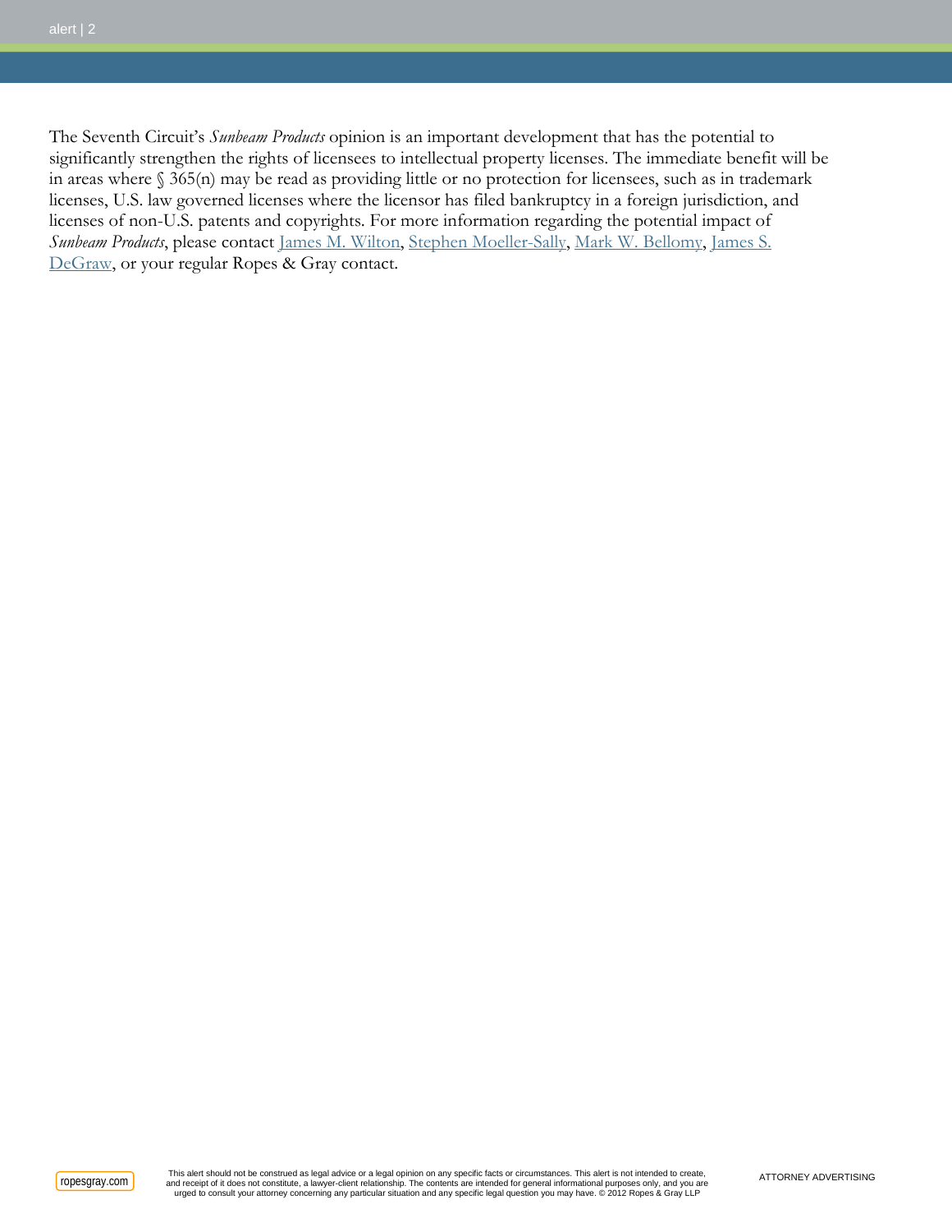The Seventh Circuit's *Sunbeam Products* opinion is an important development that has the potential to significantly strengthen the rights of licensees to intellectual property licenses. The immediate benefit will be in areas where § 365(n) may be read as providing little or no protection for licensees, such as in trademark licenses, U.S. law governed licenses where the licensor has filed bankruptcy in a foreign jurisdiction, and licenses of non-U.S. patents and copyrights. For more information regarding the potential impact of *Sunbeam Products*, please contact James M. Wilton, Stephen Moeller-Sally, Mark W. Bellomy, James S. DeGraw, or your regular Ropes & Gray contact.

This alert should not be construed as legal advice or a legal opinion on any specific facts or circumstances. This alert is not intended to create, and receipt of it does not constitute, a lawyer-client relationship. The contents are intended for general informational purposes only, and you are urged to consult your attorney concerning any particular situation and any specific legal question you may have. © 2012 Ropes & Gray LLP

ATTORNEY ADVERTISING